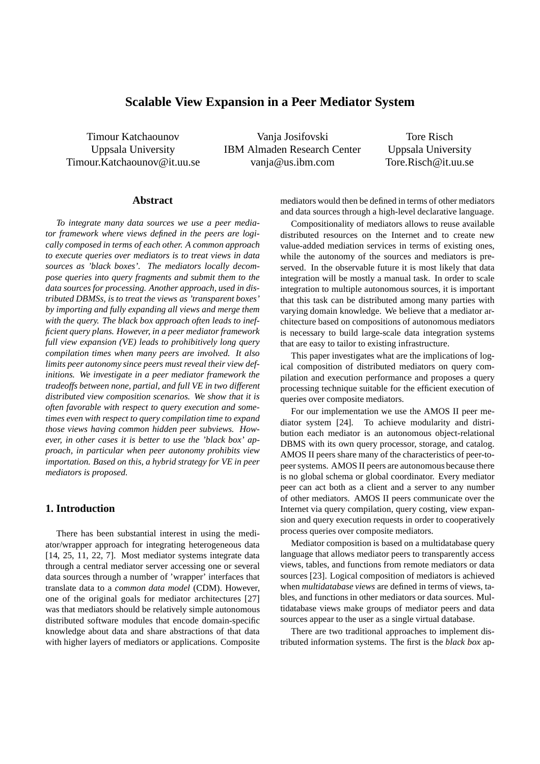# Scalable View Expansion in a Peer Mediator System

Timour Katchaounov
Uppsala University
Timour.Katchaounov@it.uu.se

Vanja Josifovski
IBM Almaden Research Center
vanja@us.ibm.com

Tore Risch
Uppsala University
Tore.Risch@it.uu.se

## Abstract

*To integrate many data sources we use a peer mediator framework where views defined in the peers are logically composed in terms of each other. A common approach to execute queries over mediators is to treat views in data sources as 'black boxes'. The mediators locally decompose queries into query fragments and submit them to the data sources for processing. Another approach, used in distributed DBMSs, is to treat the views as 'transparent boxes' by importing and fully expanding all views and merge them with the query. The black box approach often leads to inefficient query plans. However, in a peer mediator framework full view expansion (VE) leads to prohibitively long query compilation times when many peers are involved. It also limits peer autonomy since peers must reveal their view definitions. We investigate in a peer mediator framework the tradeoffs between none, partial, and full VE in two different distributed view composition scenarios. We show that it is often favorable with respect to query execution and sometimes even with respect to query compilation time to expand those views having common hidden peer subviews. However, in other cases it is better to use the 'black box' approach, in particular when peer autonomy prohibits view importation. Based on this, a hybrid strategy for VE in peer mediators is proposed.*

## 1. Introduction

There has been substantial interest in using the mediator/wrapper approach for integrating heterogeneous data [14, 25, 11, 22, 7]. Most mediator systems integrate data through a central mediator server accessing one or several data sources through a number of 'wrapper' interfaces that translate data to a *common data model* (CDM). However, one of the original goals for mediator architectures [27] was that mediators should be relatively simple autonomous distributed software modules that encode domain-specific knowledge about data and share abstractions of that data with higher layers of mediators or applications. Composite mediators would then be defined in terms of other mediators and data sources through a high-level declarative language.

Compositionality of mediators allows to reuse available distributed resources on the Internet and to create new value-added mediation services in terms of existing ones, while the autonomy of the sources and mediators is preserved. In the observable future it is most likely that data integration will be mostly a manual task. In order to scale integration to multiple autonomous sources, it is important that this task can be distributed among many parties with varying domain knowledge. We believe that a mediator architecture based on compositions of autonomous mediators is necessary to build large-scale data integration systems that are easy to tailor to existing infrastructure.

This paper investigates what are the implications of logical composition of distributed mediators on query compilation and execution performance and proposes a query processing technique suitable for the efficient execution of queries over composite mediators.

For our implementation we use the AMOS II peer mediator system [24]. To achieve modularity and distribution each mediator is an autonomous object-relational DBMS with its own query processor, storage, and catalog. AMOS II peers share many of the characteristics of peer-to-peer systems. AMOS II peers are autonomous because there is no global schema or global coordinator. Every mediator peer can act both as a client and a server to any number of other mediators. AMOS II peers communicate over the Internet via query compilation, query costing, view expansion and query execution requests in order to cooperatively process queries over composite mediators.

Mediator composition is based on a multidatabase query language that allows mediator peers to transparently access views, tables, and functions from remote mediators or data sources [23]. Logical composition of mediators is achieved when *multidatabase views* are defined in terms of views, tables, and functions in other mediators or data sources. Multidatabase views make groups of mediator peers and data sources appear to the user as a single virtual database.

There are two traditional approaches to implement distributed information systems. The first is the *black box* ap-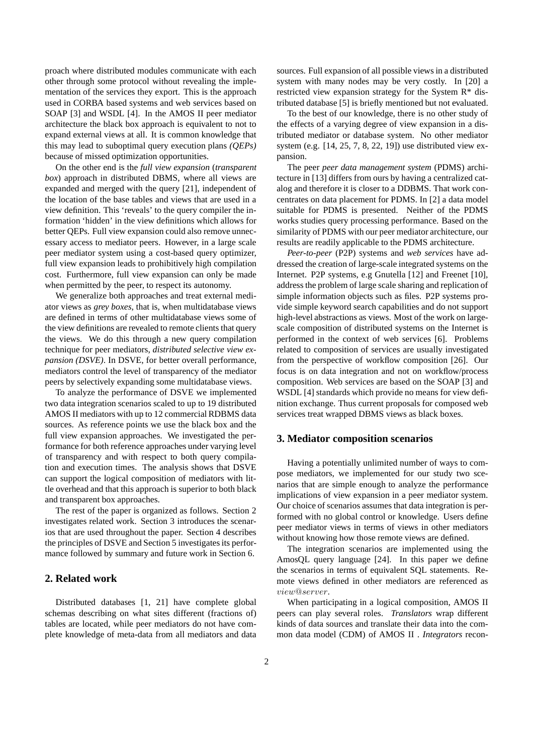proach where distributed modules communicate with each other through some protocol without revealing the implementation of the services they export. This is the approach used in CORBA based systems and web services based on SOAP [3] and WSDL [4]. In the AMOS II peer mediator architecture the black box approach is equivalent to not to expand external views at all. It is common knowledge that this may lead to suboptimal query execution plans *(QEPs)* because of missed optimization opportunities.

On the other end is the *full view expansion* (*transparent box*) approach in distributed DBMS, where all views are expanded and merged with the query [21], independent of the location of the base tables and views that are used in a view definition. This 'reveals' to the query compiler the information 'hidden' in the view definitions which allows for better QEPs. Full view expansion could also remove unnecessary access to mediator peers. However, in a large scale peer mediator system using a cost-based query optimizer, full view expansion leads to prohibitively high compilation cost. Furthermore, full view expansion can only be made when permitted by the peer, to respect its autonomy.

We generalize both approaches and treat external mediator views as *grey boxes*, that is, when multidatabase views are defined in terms of other multidatabase views some of the view definitions are revealed to remote clients that query the views. We do this through a new query compilation technique for peer mediators, *distributed selective view expansion (DSVE)*. In DSVE, for better overall performance, mediators control the level of transparency of the mediator peers by selectively expanding some multidatabase views.

To analyze the performance of DSVE we implemented two data integration scenarios scaled to up to 19 distributed AMOS II mediators with up to 12 commercial RDBMS data sources. As reference points we use the black box and the full view expansion approaches. We investigated the performance for both reference approaches under varying level of transparency and with respect to both query compilation and execution times. The analysis shows that DSVE can support the logical composition of mediators with little overhead and that this approach is superior to both black and transparent box approaches.

The rest of the paper is organized as follows. Section 2 investigates related work. Section 3 introduces the scenarios that are used throughout the paper. Section 4 describes the principles of DSVE and Section 5 investigates its performance followed by summary and future work in Section 6.

## 2. Related work

Distributed databases [1, 21] have complete global schemas describing on what sites different (fractions of) tables are located, while peer mediators do not have complete knowledge of meta-data from all mediators and data sources. Full expansion of all possible views in a distributed system with many nodes may be very costly. In [20] a restricted view expansion strategy for the System R* distributed database [5] is briefly mentioned but not evaluated.

To the best of our knowledge, there is no other study of the effects of a varying degree of view expansion in a distributed mediator or database system. No other mediator system (e.g. [14, 25, 7, 8, 22, 19]) use distributed view expansion.

The peer *peer data management system* (PDMS) architecture in [13] differs from ours by having a centralized catalog and therefore it is closer to a DDBMS. That work concentrates on data placement for PDMS. In [2] a data model suitable for PDMS is presented. Neither of the PDMS works studies query processing performance. Based on the similarity of PDMS with our peer mediator architecture, our results are readily applicable to the PDMS architecture.

*Peer-to-peer* (P2P) systems and *web services* have addressed the creation of large-scale integrated systems on the Internet. P2P systems, e.g Gnutella [12] and Freenet [10], address the problem of large scale sharing and replication of simple information objects such as files. P2P systems provide simple keyword search capabilities and do not support high-level abstractions as views. Most of the work on large-scale composition of distributed systems on the Internet is performed in the context of web services [6]. Problems related to composition of services are usually investigated from the perspective of workflow composition [26]. Our focus is on data integration and not on workflow/process composition. Web services are based on the SOAP [3] and WSDL [4] standards which provide no means for view definition exchange. Thus current proposals for composed web services treat wrapped DBMS views as black boxes.

## 3. Mediator composition scenarios

Having a potentially unlimited number of ways to compose mediators, we implemented for our study two scenarios that are simple enough to analyze the performance implications of view expansion in a peer mediator system. Our choice of scenarios assumes that data integration is performed with no global control or knowledge. Users define peer mediator views in terms of views in other mediators without knowing how those remote views are defined.

The integration scenarios are implemented using the AmosQL query language [24]. In this paper we define the scenarios in terms of equivalent SQL statements. Remote views defined in other mediators are referenced as $view@server$.

When participating in a logical composition, AMOS II peers can play several roles. *Translators* wrap different kinds of data sources and translate their data into the common data model (CDM) of AMOS II . *Integrators* recon-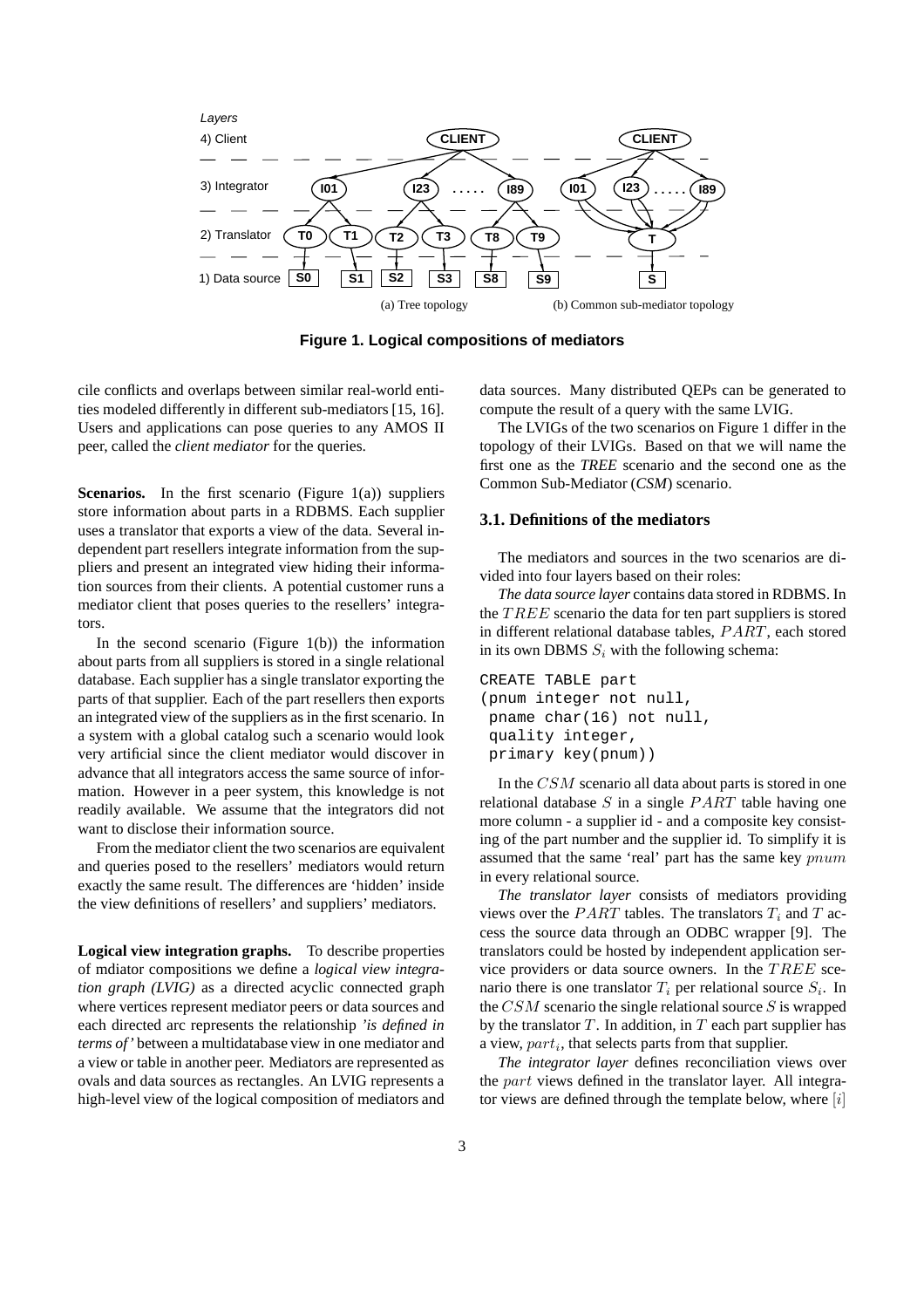Layers

4) Client

3) Integrator

2) Translator

1) Data source

CLIENT

I01 I23 ..... I89

T0 T1 T2 T3 T8 T9

S0 S1 S2 S3 S8 S9

(a) Tree topology

CLIENT

I01 I23 ..... I89

T

S

(b) Common sub-mediator topology

**Figure 1. Logical compositions of mediators**

cile conflicts and overlaps between similar real-world entities modeled differently in different sub-mediators [15, 16]. Users and applications can pose queries to any AMOS II peer, called the *client mediator* for the queries.

**Scenarios.** In the first scenario (Figure 1(a)) suppliers store information about parts in a RDBMS. Each supplier uses a translator that exports a view of the data. Several independent part resellers integrate information from the suppliers and present an integrated view hiding their information sources from their clients. A potential customer runs a mediator client that poses queries to the resellers' integrators.

In the second scenario (Figure 1(b)) the information about parts from all suppliers is stored in a single relational database. Each supplier has a single translator exporting the parts of that supplier. Each of the part resellers then exports an integrated view of the suppliers as in the first scenario. In a system with a global catalog such a scenario would look very artificial since the client mediator would discover in advance that all integrators access the same source of information. However in a peer system, this knowledge is not readily available. We assume that the integrators did not want to disclose their information source.

From the mediator client the two scenarios are equivalent and queries posed to the resellers' mediators would return exactly the same result. The differences are 'hidden' inside the view definitions of resellers' and suppliers' mediators.

**Logical view integration graphs.** To describe properties of mdiator compositions we define a *logical view integration graph (LVIG)* as a directed acyclic connected graph where vertices represent mediator peers or data sources and each directed arc represents the relationship *'is defined in terms of'* between a multidatabase view in one mediator and a view or table in another peer. Mediators are represented as ovals and data sources as rectangles. An LVIG represents a high-level view of the logical composition of mediators and data sources. Many distributed QEPs can be generated to compute the result of a query with the same LVIG.

The LVIGs of the two scenarios on Figure 1 differ in the topology of their LVIGs. Based on that we will name the first one as the ***TREE*** scenario and the second one as the Common Sub-Mediator (***CSM***) scenario.

### 3.1. Definitions of the mediators

The mediators and sources in the two scenarios are divided into four layers based on their roles:

*The data source layer* contains data stored in RDBMS. In the $TREE$ scenario the data for ten part suppliers is stored in different relational database tables, $PART$, each stored in its own DBMS $S_i$ with the following schema:

```
CREATE TABLE part
(pnum integer not null,
 pname char(16) not null,
 quality integer,
 primary key(pnum))
```

In the $CSM$ scenario all data about parts is stored in one relational database $S$ in a single $PART$ table having one more column - a supplier id - and a composite key consisting of the part number and the supplier id. To simplify it is assumed that the same 'real' part has the same key $pnum$ in every relational source.

*The translator layer* consists of mediators providing views over the $PART$ tables. The translators $T_i$ and $T$ access the source data through an ODBC wrapper [9]. The translators could be hosted by independent application service providers or data source owners. In the $TREE$ scenario there is one translator $T_i$ per relational source $S_i$. In the $CSM$ scenario the single relational source $S$ is wrapped by the translator $T$. In addition, in $T$ each part supplier has a view, $part_i$, that selects parts from that supplier.

*The integrator layer* defines reconciliation views over the $part$ views defined in the translator layer. All integrator views are defined through the template below, where $[i]$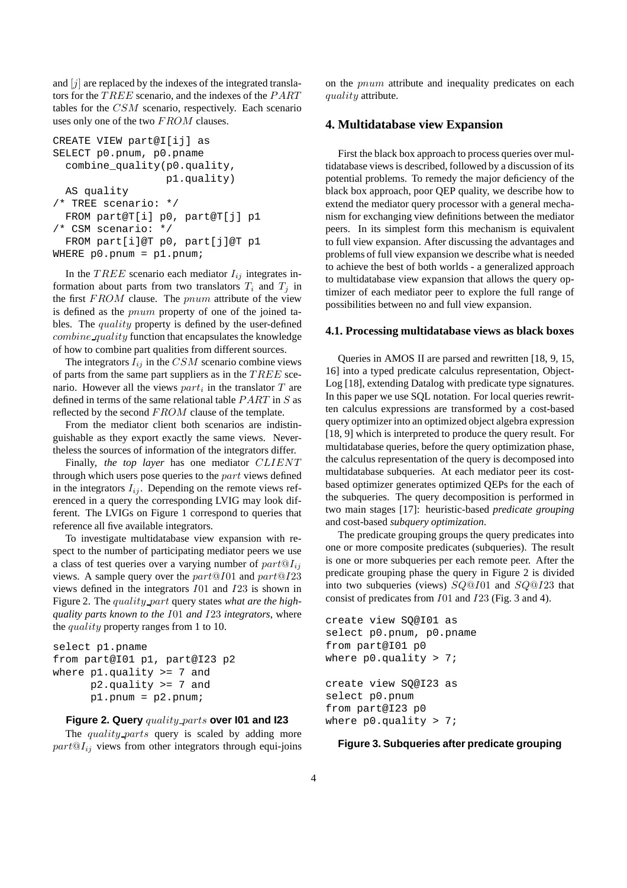and $[j]$ are replaced by the indexes of the integrated translators for the $TREE$ scenario, and the indexes of the $PART$ tables for the $CSM$ scenario, respectively. Each scenario uses only one of the two $FROM$ clauses.

```
CREATE VIEW part@I[ij] as
SELECT p0.pnum, p0.pname
  combine_quality(p0.quality,
                  p1.quality)
  AS quality
/* TREE scenario: */
  FROM part@T[i] p0, part@T[j] p1
/* CSM scenario: */
  FROM part[i]@T p0, part[j]@T p1
WHERE p0.pnum = p1.pnum;
```

In the $TREE$ scenario each mediator $I_{ij}$ integrates information about parts from two translators $T_i$ and $T_j$ in the first $FROM$ clause. The $pnum$ attribute of the view is defined as the $pnum$ property of one of the joined tables. The $quality$ property is defined by the user-defined $combine\_quality$ function that encapsulates the knowledge of how to combine part qualities from different sources.

The integrators $I_{ij}$ in the $CSM$ scenario combine views of parts from the same part suppliers as in the $TREE$ scenario. However all the views $part_i$ in the translator $T$ are defined in terms of the same relational table $PART$ in $S$ as reflected by the second $FROM$ clause of the template.

From the mediator client both scenarios are indistinguishable as they export exactly the same views. Nevertheless the sources of information of the integrators differ.

Finally, *the top layer* has one mediator $CLIENT$ through which users pose queries to the $part$ views defined in the integrators $I_{ij}$. Depending on the remote views referenced in a query the corresponding LVIG may look different. The LVIGs on Figure 1 correspond to queries that reference all five available integrators.

To investigate multidatabase view expansion with respect to the number of participating mediator peers we use a class of test queries over a varying number of $part@I_{ij}$ views. A sample query over the $part@I01$ and $part@I23$ views defined in the integrators $I01$ and $I23$ is shown in Figure 2. The $quality\_part$ query states *what are the high-quality parts known to the* $I01$ *and* $I23$ *integrators*, where the $quality$ property ranges from 1 to 10.

```
select p1.pname
from part@I01 p1, part@I23 p2
where p1.quality >= 7 and
      p2.quality >= 7 and
      p1.pnum = p2.pnum;
```

**Figure 2. Query $quality\_parts$ over I01 and I23**

The $quality\_parts$ query is scaled by adding more $part@I_{ij}$ views from other integrators through equi-joins on the $pnum$ attribute and inequality predicates on each $quality$ attribute.

## 4. Multidatabase view Expansion

First the black box approach to process queries over multidatabase views is described, followed by a discussion of its potential problems. To remedy the major deficiency of the black box approach, poor QEP quality, we describe how to extend the mediator query processor with a general mechanism for exchanging view definitions between the mediator peers. In its simplest form this mechanism is equivalent to full view expansion. After discussing the advantages and problems of full view expansion we describe what is needed to achieve the best of both worlds - a generalized approach to multidatabase view expansion that allows the query optimizer of each mediator peer to explore the full range of possibilities between no and full view expansion.

### 4.1. Processing multidatabase views as black boxes

Queries in AMOS II are parsed and rewritten [18, 9, 15, 16] into a typed predicate calculus representation, ObjectLog [18], extending Datalog with predicate type signatures. In this paper we use SQL notation. For local queries rewritten calculus expressions are transformed by a cost-based query optimizer into an optimized object algebra expression [18, 9] which is interpreted to produce the query result. For multidatabase queries, before the query optimization phase, the calculus representation of the query is decomposed into multidatabase subqueries. At each mediator peer its cost-based optimizer generates optimized QEPs for the each of the subqueries. The query decomposition is performed in two main stages [17]: heuristic-based *predicate grouping* and cost-based *subquery optimization*.

The predicate grouping groups the query predicates into one or more composite predicates (subqueries). The result is one or more subqueries per each remote peer. After the predicate grouping phase the query in Figure 2 is divided into two subqueries (views) $SQ@I01$ and $SQ@I23$ that consist of predicates from $I01$ and $I23$ (Fig. 3 and 4).

```
create view SQ@I01 as
select p0.pnum, p0.pname
from part@I01 p0
where p0.quality > 7;

create view SQ@I23 as
select p0.pnum
from part@I23 p0
where p0.quality > 7;
```

**Figure 3. Subqueries after predicate grouping**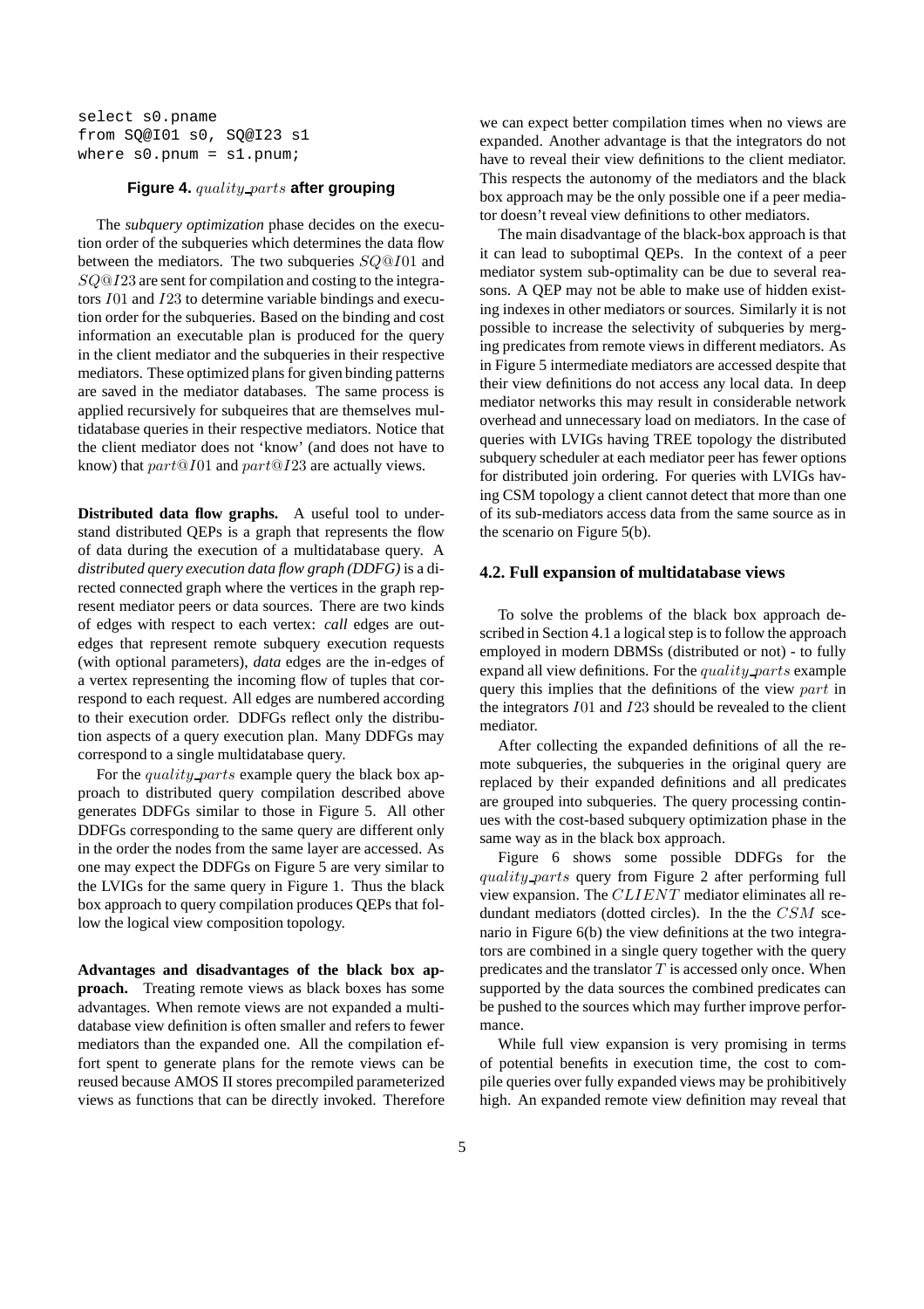```
select s0.pname
from SQ@I01 s0, SQ@I23 s1
where s0.pnum = s1.pnum;
```

**Figure 4.** $quality\_parts$ **after grouping**

The *subquery optimization* phase decides on the execution order of the subqueries which determines the data flow between the mediators. The two subqueries $SQ@I01$ and $SQ@I23$ are sent for compilation and costing to the integrators $I01$ and $I23$ to determine variable bindings and execution order for the subqueries. Based on the binding and cost information an executable plan is produced for the query in the client mediator and the subqueries in their respective mediators. These optimized plans for given binding patterns are saved in the mediator databases. The same process is applied recursively for subqueires that are themselves multidatabase queries in their respective mediators. Notice that the client mediator does not 'know' (and does not have to know) that $part@I01$ and $part@I23$ are actually views.

**Distributed data flow graphs.** A useful tool to understand distributed QEPs is a graph that represents the flow of data during the execution of a multidatabase query. A *distributed query execution data flow graph (DDFG)* is a directed connected graph where the vertices in the graph represent mediator peers or data sources. There are two kinds of edges with respect to each vertex: *call* edges are out-edges that represent remote subquery execution requests (with optional parameters), *data* edges are the in-edges of a vertex representing the incoming flow of tuples that correspond to each request. All edges are numbered according to their execution order. DDFGs reflect only the distribution aspects of a query execution plan. Many DDFGs may correspond to a single multidatabase query.

For the $quality\_parts$ example query the black box approach to distributed query compilation described above generates DDFGs similar to those in Figure 5. All other DDFGs corresponding to the same query are different only in the order the nodes from the same layer are accessed. As one may expect the DDFGs on Figure 5 are very similar to the LVIGs for the same query in Figure 1. Thus the black box approach to query compilation produces QEPs that follow the logical view composition topology.

**Advantages and disadvantages of the black box approach.** Treating remote views as black boxes has some advantages. When remote views are not expanded a multidatabase view definition is often smaller and refers to fewer mediators than the expanded one. All the compilation effort spent to generate plans for the remote views can be reused because AMOS II stores precompiled parameterized views as functions that can be directly invoked. Therefore we can expect better compilation times when no views are expanded. Another advantage is that the integrators do not have to reveal their view definitions to the client mediator. This respects the autonomy of the mediators and the black box approach may be the only possible one if a peer mediator doesn't reveal view definitions to other mediators.

The main disadvantage of the black-box approach is that it can lead to suboptimal QEPs. In the context of a peer mediator system sub-optimality can be due to several reasons. A QEP may not be able to make use of hidden existing indexes in other mediators or sources. Similarly it is not possible to increase the selectivity of subqueries by merging predicates from remote views in different mediators. As in Figure 5 intermediate mediators are accessed despite that their view definitions do not access any local data. In deep mediator networks this may result in considerable network overhead and unnecessary load on mediators. In the case of queries with LVIGs having TREE topology the distributed subquery scheduler at each mediator peer has fewer options for distributed join ordering. For queries with LVIGs having CSM topology a client cannot detect that more than one of its sub-mediators access data from the same source as in the scenario on Figure 5(b).

## 4.2. Full expansion of multidatabase views

To solve the problems of the black box approach described in Section 4.1 a logical step is to follow the approach employed in modern DBMSs (distributed or not) - to fully expand all view definitions. For the $quality\_parts$ example query this implies that the definitions of the view $part$ in the integrators $I01$ and $I23$ should be revealed to the client mediator.

After collecting the expanded definitions of all the remote subqueries, the subqueries in the original query are replaced by their expanded definitions and all predicates are grouped into subqueries. The query processing continues with the cost-based subquery optimization phase in the same way as in the black box approach.

Figure 6 shows some possible DDFGs for the $quality\_parts$ query from Figure 2 after performing full view expansion. The $CLIENT$ mediator eliminates all redundant mediators (dotted circles). In the the $CSM$ scenario in Figure 6(b) the view definitions at the two integrators are combined in a single query together with the query predicates and the translator $T$ is accessed only once. When supported by the data sources the combined predicates can be pushed to the sources which may further improve performance.

While full view expansion is very promising in terms of potential benefits in execution time, the cost to compile queries over fully expanded views may be prohibitively high. An expanded remote view definition may reveal that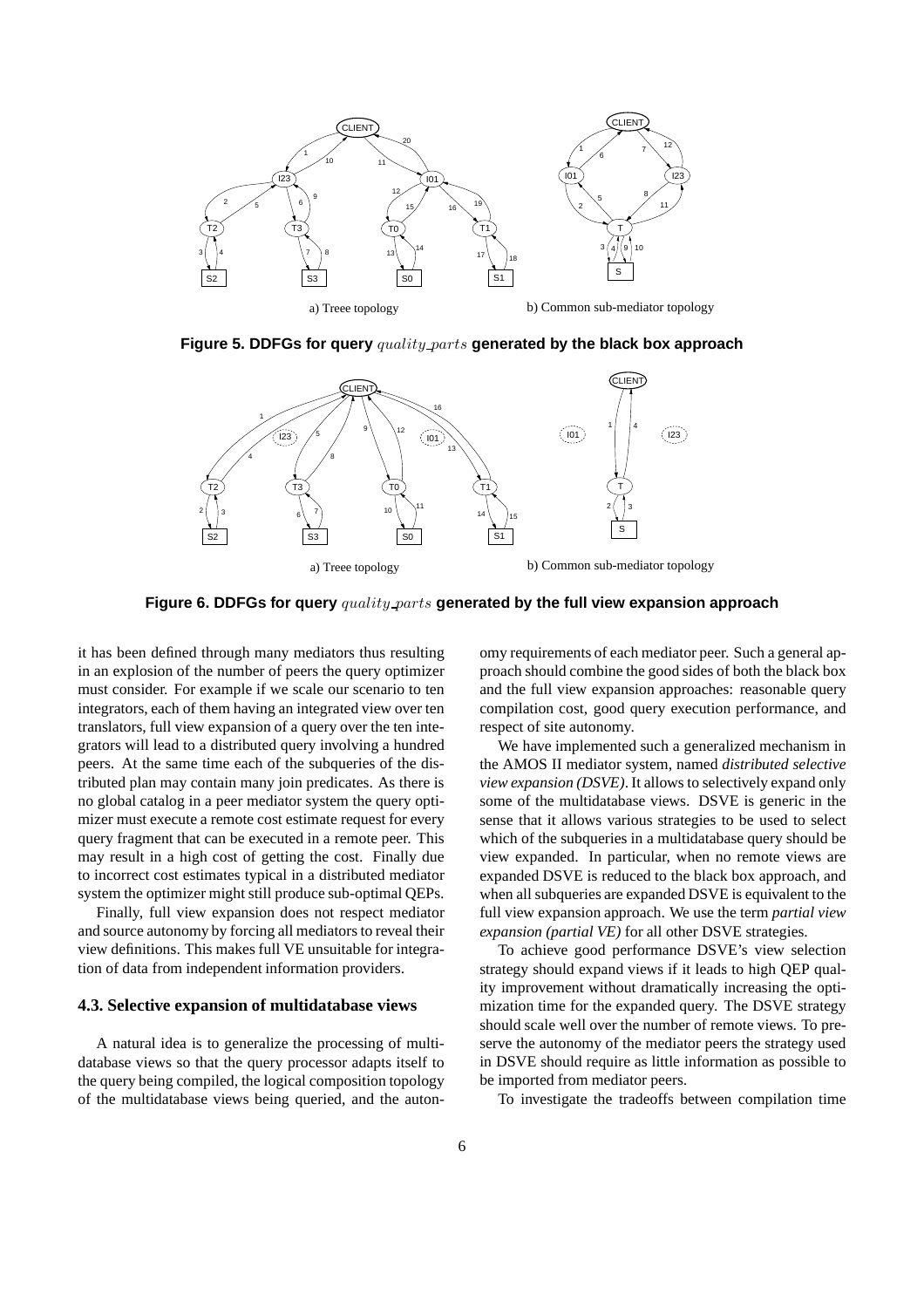a) Treee topology

b) Common sub-mediator topology

**Figure 5. DDFGs for query $quality\_parts$ generated by the black box approach**

a) Treee topology

b) Common sub-mediator topology

**Figure 6. DDFGs for query $quality\_parts$ generated by the full view expansion approach**

it has been defined through many mediators thus resulting in an explosion of the number of peers the query optimizer must consider. For example if we scale our scenario to ten integrators, each of them having an integrated view over ten translators, full view expansion of a query over the ten integrators will lead to a distributed query involving a hundred peers. At the same time each of the subqueries of the distributed plan may contain many join predicates. As there is no global catalog in a peer mediator system the query optimizer must execute a remote cost estimate request for every query fragment that can be executed in a remote peer. This may result in a high cost of getting the cost. Finally due to incorrect cost estimates typical in a distributed mediator system the optimizer might still produce sub-optimal QEPs.

Finally, full view expansion does not respect mediator and source autonomy by forcing all mediators to reveal their view definitions. This makes full VE unsuitable for integration of data from independent information providers.

### 4.3. Selective expansion of multidatabase views

A natural idea is to generalize the processing of multidatabase views so that the query processor adapts itself to the query being compiled, the logical composition topology of the multidatabase views being queried, and the autonomy requirements of each mediator peer. Such a general approach should combine the good sides of both the black box and the full view expansion approaches: reasonable query compilation cost, good query execution performance, and respect of site autonomy.

We have implemented such a generalized mechanism in the AMOS II mediator system, named *distributed selective view expansion (DSVE)*. It allows to selectively expand only some of the multidatabase views. DSVE is generic in the sense that it allows various strategies to be used to select which of the subqueries in a multidatabase query should be view expanded. In particular, when no remote views are expanded DSVE is reduced to the black box approach, and when all subqueries are expanded DSVE is equivalent to the full view expansion approach. We use the term *partial view expansion (partial VE)* for all other DSVE strategies.

To achieve good performance DSVE's view selection strategy should expand views if it leads to high QEP quality improvement without dramatically increasing the optimization time for the expanded query. The DSVE strategy should scale well over the number of remote views. To preserve the autonomy of the mediator peers the strategy used in DSVE should require as little information as possible to be imported from mediator peers.

To investigate the tradeoffs between compilation time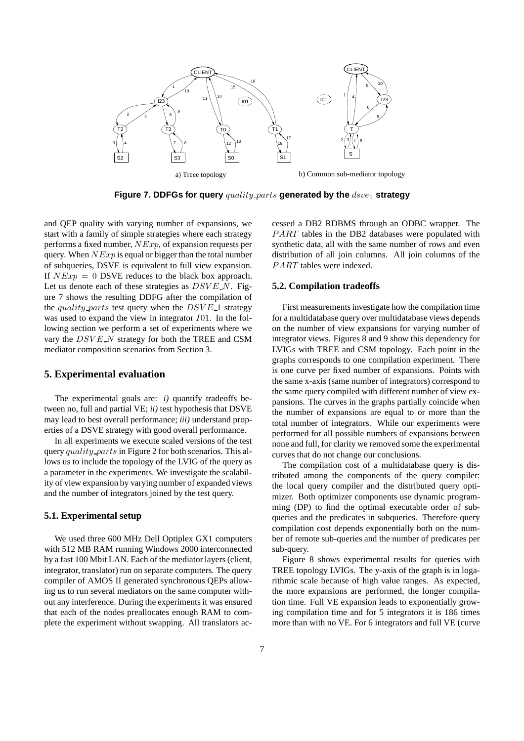a) Treee topology

b) Common sub-mediator topology

**Figure 7. DDFGs for query $quality\_parts$ generated by the $dsve_1$ strategy**

and QEP quality with varying number of expansions, we start with a family of simple strategies where each strategy performs a fixed number, $NExp$, of expansion requests per query. When $NExp$ is equal or bigger than the total number of subqueries, DSVE is equivalent to full view expansion. If $NExp = 0$ DSVE reduces to the black box approach. Let us denote each of these strategies as $DSVE\_N$. Figure 7 shows the resulting DDFG after the compilation of the $quality\_parts$ test query when the $DSVE\_1$ strategy was used to expand the view in integrator $I01$. In the following section we perform a set of experiments where we vary the $DSVE\_N$ strategy for both the TREE and CSM mediator composition scenarios from Section 3.

## 5. Experimental evaluation

The experimental goals are: *i)* quantify tradeoffs between no, full and partial VE; *ii)* test hypothesis that DSVE may lead to best overall performance; *iii)* understand properties of a DSVE strategy with good overall performance.

In all experiments we execute scaled versions of the test query $quality\_parts$ in Figure 2 for both scenarios. This allows us to include the topology of the LVIG of the query as a parameter in the experiments. We investigate the scalability of view expansion by varying number of expanded views and the number of integrators joined by the test query.

### 5.1. Experimental setup

We used three 600 MHz Dell Optiplex GX1 computers with 512 MB RAM running Windows 2000 interconnected by a fast 100 Mbit LAN. Each of the mediator layers (client, integrator, translator) run on separate computers. The query compiler of AMOS II generated synchronous QEPs allowing us to run several mediators on the same computer without any interference. During the experiments it was ensured that each of the nodes preallocates enough RAM to complete the experiment without swapping. All translators accessed a DB2 RDBMS through an ODBC wrapper. The $PART$ tables in the DB2 databases were populated with synthetic data, all with the same number of rows and even distribution of all join columns. All join columns of the $PART$ tables were indexed.

### 5.2. Compilation tradeoffs

First measurements investigate how the compilation time for a multidatabase query over multidatabase views depends on the number of view expansions for varying number of integrator views. Figures 8 and 9 show this dependency for LVIGs with TREE and CSM topology. Each point in the graphs corresponds to one compilation experiment. There is one curve per fixed number of expansions. Points with the same x-axis (same number of integrators) correspond to the same query compiled with different number of view expansions. The curves in the graphs partially coincide when the number of expansions are equal to or more than the total number of integrators. While our experiments were performed for all possible numbers of expansions between none and full, for clarity we removed some the experimental curves that do not change our conclusions.

The compilation cost of a multidatabase query is distributed among the components of the query compiler: the local query compiler and the distributed query optimizer. Both optimizer components use dynamic programming (DP) to find the optimal executable order of subqueries and the predicates in subqueries. Therefore query compilation cost depends exponentially both on the number of remote sub-queries and the number of predicates per sub-query.

Figure 8 shows experimental results for queries with TREE topology LVIGs. The y-axis of the graph is in logarithmic scale because of high value ranges. As expected, the more expansions are performed, the longer compilation time. Full VE expansion leads to exponentially growing compilation time and for 5 integrators it is 186 times more than with no VE. For 6 integrators and full VE (curve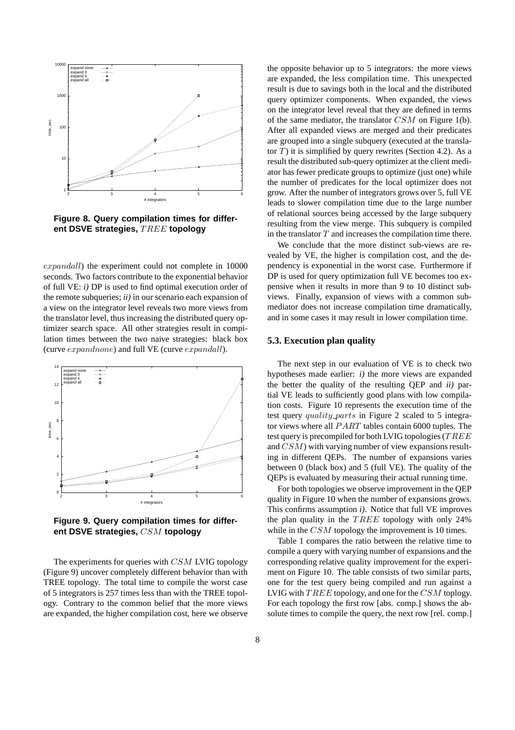**Figure 8. Query compilation times for different DSVE strategies, $TREE$ topology**

$expandall$) the experiment could not complete in 10000 seconds. Two factors contribute to the exponential behavior of full VE: *i)* DP is used to find optimal execution order of the remote subqueries; *ii)* in our scenario each expansion of a view on the integrator level reveals two more views from the translator level, thus increasing the distributed query optimizer search space. All other strategies result in compilation times between the two naive strategies: black box (curve $expandnone$) and full VE (curve $expandall$).

**Figure 9. Query compilation times for different DSVE strategies, $CSM$ topology**

The experiments for queries with $CSM$ LVIG topology (Figure 9) uncover completely different behavior than with TREE topology. The total time to compile the worst case of 5 integrators is 257 times less than with the TREE topology. Contrary to the common belief that the more views are expanded, the higher compilation cost, here we observe the opposite behavior up to 5 integrators: the more views are expanded, the less compilation time. This unexpected result is due to savings both in the local and the distributed query optimizer components. When expanded, the views on the integrator level reveal that they are defined in terms of the same mediator, the translator $CSM$ on Figure 1(b). After all expanded views are merged and their predicates are grouped into a single subquery (executed at the translator $T$) it is simplified by query rewrites (Section 4.2). As a result the distributed sub-query optimizer at the client mediator has fewer predicate groups to optimize (just one) while the number of predicates for the local optimizer does not grow. After the number of integrators grows over 5, full VE leads to slower compilation time due to the large number of relational sources being accessed by the large subquery resulting from the view merge. This subquery is compiled in the translator $T$ and increases the compilation time there.

We conclude that the more distinct sub-views are revealed by VE, the higher is compilation cost, and the dependency is exponential in the worst case. Furthermore if DP is used for query optimization full VE becomes too expensive when it results in more than 9 to 10 distinct subviews. Finally, expansion of views with a common submediator does not increase compilation time dramatically, and in some cases it may result in lower compilation time.

### 5.3. Execution plan quality

The next step in our evaluation of VE is to check two hypotheses made earlier: *i)* the more views are expanded the better the quality of the resulting QEP and *ii)* partial VE leads to sufficiently good plans with low compilation costs. Figure 10 represents the execution time of the test query $quality\_parts$ in Figure 2 scaled to 5 integrator views where all $PART$ tables contain 6000 tuples. The test query is precompiled for both LVIG topologies ($TREE$ and $CSM$) with varying number of view expansions resulting in different QEPs. The number of expansions varies between 0 (black box) and 5 (full VE). The quality of the QEPs is evaluated by measuring their actual running time.

For both topologies we observe improvement in the QEP quality in Figure 10 when the number of expansions grows. This confirms assumption *i)*. Notice that full VE improves the plan quality in the $TREE$ topology with only 24% while in the $CSM$ topology the improvement is 10 times.

Table 1 compares the ratio between the relative time to compile a query with varying number of expansions and the corresponding relative quality improvement for the experiment on Figure 10. The table consists of two similar parts, one for the test query being compiled and run against a LVIG with $TREE$ topology, and one for the $CSM$ toplogy. For each topology the first row [abs. comp.] shows the absolute times to compile the query, the next row [rel. comp.]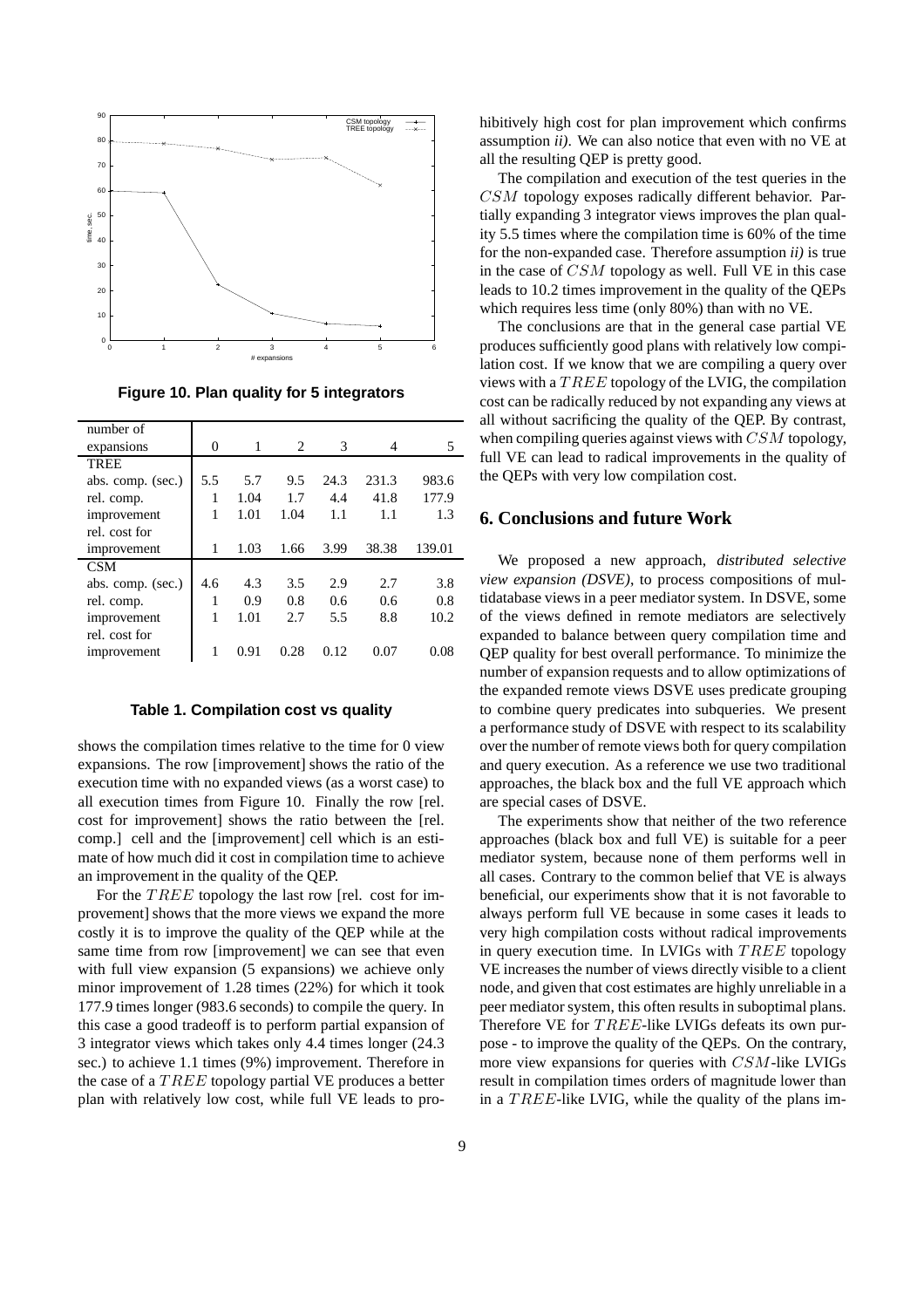90
80
70
60
50
40
30
20
10
0
0 1 2 3 4 5 6
time, sec.
# expansions
CSM topology
TREE topology

**Figure 10. Plan quality for 5 integrators**

| number of expansions | 0 | 1 | 2 | 3 | 4 | 5 |
|---|---|---|---|---|---|---|
| TREE | | | | | | |
| abs. comp. (sec.) | 5.5 | 5.7 | 9.5 | 24.3 | 231.3 | 983.6 |
| rel. comp. | 1 | 1.04 | 1.7 | 4.4 | 41.8 | 177.9 |
| improvement | 1 | 1.01 | 1.04 | 1.1 | 1.1 | 1.3 |
| rel. cost for improvement | 1 | 1.03 | 1.66 | 3.99 | 38.38 | 139.01 |
| CSM | | | | | | |
| abs. comp. (sec.) | 4.6 | 4.3 | 3.5 | 2.9 | 2.7 | 3.8 |
| rel. comp. | 1 | 0.9 | 0.8 | 0.6 | 0.6 | 0.8 |
| improvement | 1 | 1.01 | 2.7 | 5.5 | 8.8 | 10.2 |
| rel. cost for improvement | 1 | 0.91 | 0.28 | 0.12 | 0.07 | 0.08 |

**Table 1. Compilation cost vs quality**

shows the compilation times relative to the time for 0 view expansions. The row [improvement] shows the ratio of the execution time with no expanded views (as a worst case) to all execution times from Figure 10. Finally the row [rel. cost for improvement] shows the ratio between the [rel. comp.] cell and the [improvement] cell which is an estimate of how much did it cost in compilation time to achieve an improvement in the quality of the QEP.

For the $TREE$ topology the last row [rel. cost for improvement] shows that the more views we expand the more costly it is to improve the quality of the QEP while at the same time from row [improvement] we can see that even with full view expansion (5 expansions) we achieve only minor improvement of 1.28 times (22%) for which it took 177.9 times longer (983.6 seconds) to compile the query. In this case a good tradeoff is to perform partial expansion of 3 integrator views which takes only 4.4 times longer (24.3 sec.) to achieve 1.1 times (9%) improvement. Therefore in the case of a $TREE$ topology partial VE produces a better plan with relatively low cost, while full VE leads to prohibitively high cost for plan improvement which confirms assumption *ii)*. We can also notice that even with no VE at all the resulting QEP is pretty good.

The compilation and execution of the test queries in the $CSM$ topology exposes radically different behavior. Partially expanding 3 integrator views improves the plan quality 5.5 times where the compilation time is 60% of the time for the non-expanded case. Therefore assumption *ii)* is true in the case of $CSM$ topology as well. Full VE in this case leads to 10.2 times improvement in the quality of the QEPs which requires less time (only 80%) than with no VE.

The conclusions are that in the general case partial VE produces sufficiently good plans with relatively low compilation cost. If we know that we are compiling a query over views with a $TREE$ topology of the LVIG, the compilation cost can be radically reduced by not expanding any views at all without sacrificing the quality of the QEP. By contrast, when compiling queries against views with $CSM$ topology, full VE can lead to radical improvements in the quality of the QEPs with very low compilation cost.

## 6. Conclusions and future Work

We proposed a new approach, *distributed selective view expansion (DSVE)*, to process compositions of multidatabase views in a peer mediator system. In DSVE, some of the views defined in remote mediators are selectively expanded to balance between query compilation time and QEP quality for best overall performance. To minimize the number of expansion requests and to allow optimizations of the expanded remote views DSVE uses predicate grouping to combine query predicates into subqueries. We present a performance study of DSVE with respect to its scalability over the number of remote views both for query compilation and query execution. As a reference we use two traditional approaches, the black box and the full VE approach which are special cases of DSVE.

The experiments show that neither of the two reference approaches (black box and full VE) is suitable for a peer mediator system, because none of them performs well in all cases. Contrary to the common belief that VE is always beneficial, our experiments show that it is not favorable to always perform full VE because in some cases it leads to very high compilation costs without radical improvements in query execution time. In LVIGs with $TREE$ topology VE increases the number of views directly visible to a client node, and given that cost estimates are highly unreliable in a peer mediator system, this often results in suboptimal plans. Therefore VE for $TREE$-like LVIGs defeats its own purpose - to improve the quality of the QEPs. On the contrary, more view expansions for queries with $CSM$-like LVIGs result in compilation times orders of magnitude lower than in a $TREE$-like LVIG, while the quality of the plans im-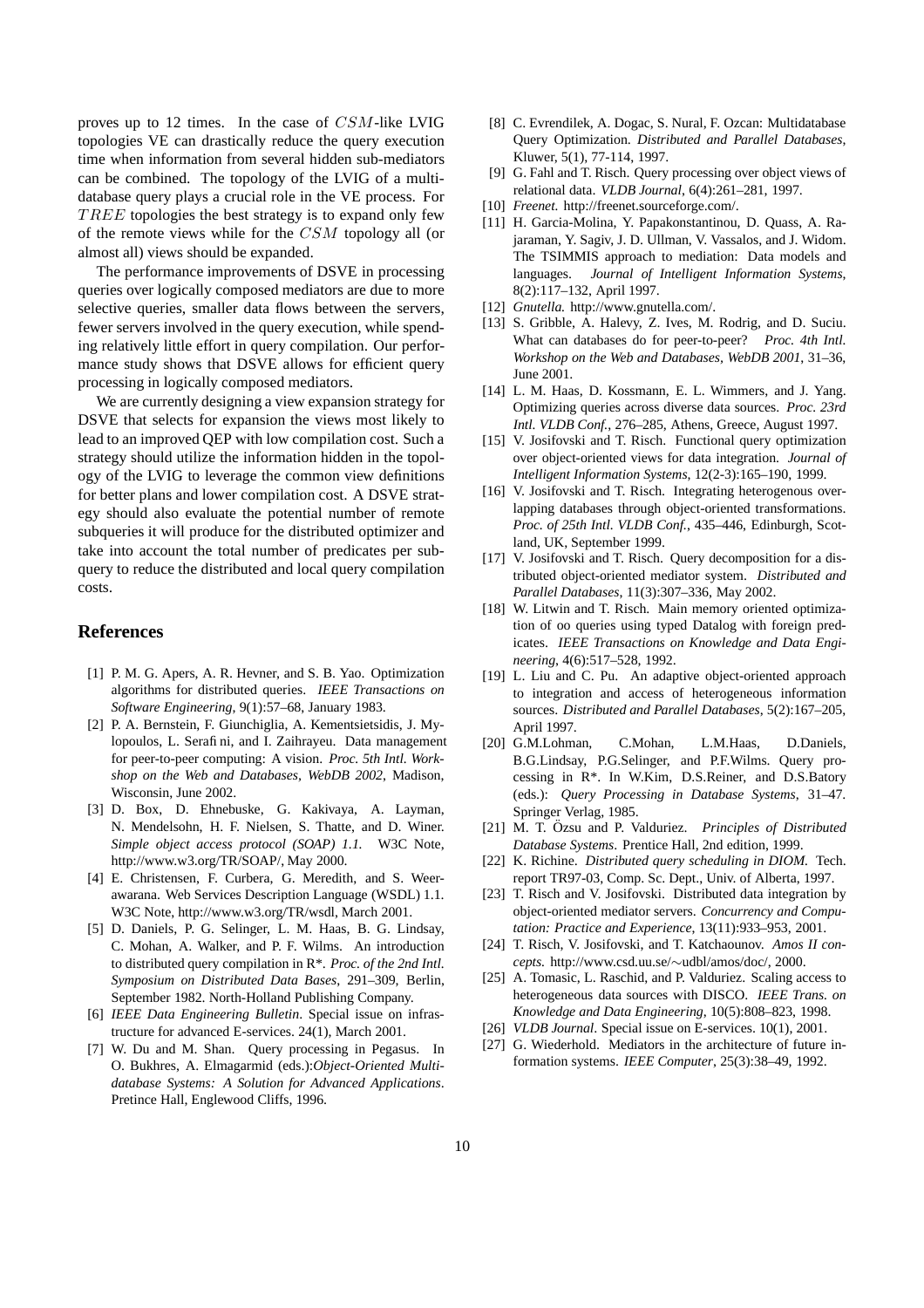proves up to 12 times. In the case of $CSM$-like LVIG topologies VE can drastically reduce the query execution time when information from several hidden sub-mediators can be combined. The topology of the LVIG of a multi-database query plays a crucial role in the VE process. For $TREE$ topologies the best strategy is to expand only few of the remote views while for the $CSM$ topology all (or almost all) views should be expanded.

The performance improvements of DSVE in processing queries over logically composed mediators are due to more selective queries, smaller data flows between the servers, fewer servers involved in the query execution, while spending relatively little effort in query compilation. Our performance study shows that DSVE allows for efficient query processing in logically composed mediators.

We are currently designing a view expansion strategy for DSVE that selects for expansion the views most likely to lead to an improved QEP with low compilation cost. Such a strategy should utilize the information hidden in the topology of the LVIG to leverage the common view definitions for better plans and lower compilation cost. A DSVE strategy should also evaluate the potential number of remote subqueries it will produce for the distributed optimizer and take into account the total number of predicates per subquery to reduce the distributed and local query compilation costs.

## References

[1] P. M. G. Apers, A. R. Hevner, and S. B. Yao. Optimization algorithms for distributed queries. *IEEE Transactions on Software Engineering*, 9(1):57–68, January 1983.

[2] P. A. Bernstein, F. Giunchiglia, A. Kementsietsidis, J. Mylopoulos, L. Serafini, and I. Zaihrayeu. Data management for peer-to-peer computing: A vision. *Proc. 5th Intl. Workshop on the Web and Databases, WebDB 2002*, Madison, Wisconsin, June 2002.

[3] D. Box, D. Ehnebuske, G. Kakivaya, A. Layman, N. Mendelsohn, H. F. Nielsen, S. Thatte, and D. Winer. *Simple object access protocol (SOAP) 1.1.* W3C Note, http://www.w3.org/TR/SOAP/, May 2000.

[4] E. Christensen, F. Curbera, G. Meredith, and S. Weerawarana. Web Services Description Language (WSDL) 1.1. W3C Note, http://www.w3.org/TR/wsdl, March 2001.

[5] D. Daniels, P. G. Selinger, L. M. Haas, B. G. Lindsay, C. Mohan, A. Walker, and P. F. Wilms. An introduction to distributed query compilation in R*. *Proc. of the 2nd Intl. Symposium on Distributed Data Bases*, 291–309, Berlin, September 1982. North-Holland Publishing Company.

[6] *IEEE Data Engineering Bulletin*. Special issue on infrastructure for advanced E-services. 24(1), March 2001.

[7] W. Du and M. Shan. Query processing in Pegasus. In O. Bukhres, A. Elmagarmid (eds.):*Object-Oriented Multidatabase Systems: A Solution for Advanced Applications*. Pretince Hall, Englewood Cliffs, 1996.

[8] C. Evrendilek, A. Dogac, S. Nural, F. Ozcan: Multidatabase Query Optimization. *Distributed and Parallel Databases*, Kluwer, 5(1), 77-114, 1997.

[9] G. Fahl and T. Risch. Query processing over object views of relational data. *VLDB Journal*, 6(4):261–281, 1997.

[10] *Freenet.* http://freenet.sourceforge.com/.

[11] H. Garcia-Molina, Y. Papakonstantinou, D. Quass, A. Rajaraman, Y. Sagiv, J. D. Ullman, V. Vassalos, and J. Widom. The TSIMMIS approach to mediation: Data models and languages. *Journal of Intelligent Information Systems*, 8(2):117–132, April 1997.

[12] *Gnutella.* http://www.gnutella.com/.

[13] S. Gribble, A. Halevy, Z. Ives, M. Rodrig, and D. Suciu. What can databases do for peer-to-peer? *Proc. 4th Intl. Workshop on the Web and Databases, WebDB 2001*, 31–36, June 2001.

[14] L. M. Haas, D. Kossmann, E. L. Wimmers, and J. Yang. Optimizing queries across diverse data sources. *Proc. 23rd Intl. VLDB Conf.*, 276–285, Athens, Greece, August 1997.

[15] V. Josifovski and T. Risch. Functional query optimization over object-oriented views for data integration. *Journal of Intelligent Information Systems*, 12(2-3):165–190, 1999.

[16] V. Josifovski and T. Risch. Integrating heterogenous overlapping databases through object-oriented transformations. *Proc. of 25th Intl. VLDB Conf.*, 435–446, Edinburgh, Scotland, UK, September 1999.

[17] V. Josifovski and T. Risch. Query decomposition for a distributed object-oriented mediator system. *Distributed and Parallel Databases*, 11(3):307–336, May 2002.

[18] W. Litwin and T. Risch. Main memory oriented optimization of oo queries using typed Datalog with foreign predicates. *IEEE Transactions on Knowledge and Data Engineering*, 4(6):517–528, 1992.

[19] L. Liu and C. Pu. An adaptive object-oriented approach to integration and access of heterogeneous information sources. *Distributed and Parallel Databases*, 5(2):167–205, April 1997.

[20] G.M.Lohman, C.Mohan, L.M.Haas, D.Daniels, B.G.Lindsay, P.G.Selinger, and P.F.Wilms. Query processing in R*. In W.Kim, D.S.Reiner, and D.S.Batory (eds.): *Query Processing in Database Systems*, 31–47. Springer Verlag, 1985.

[21] M. T. Özsu and P. Valduriez. *Principles of Distributed Database Systems*. Prentice Hall, 2nd edition, 1999.

[22] K. Richine. *Distributed query scheduling in DIOM.* Tech. report TR97-03, Comp. Sc. Dept., Univ. of Alberta, 1997.

[23] T. Risch and V. Josifovski. Distributed data integration by object-oriented mediator servers. *Concurrency and Computation: Practice and Experience*, 13(11):933–953, 2001.

[24] T. Risch, V. Josifovski, and T. Katchaounov. *Amos II concepts.* http://www.csd.uu.se/∼udbl/amos/doc/, 2000.

[25] A. Tomasic, L. Raschid, and P. Valduriez. Scaling access to heterogeneous data sources with DISCO. *IEEE Trans. on Knowledge and Data Engineering*, 10(5):808–823, 1998.

[26] *VLDB Journal*. Special issue on E-services. 10(1), 2001.

[27] G. Wiederhold. Mediators in the architecture of future information systems. *IEEE Computer*, 25(3):38–49, 1992.